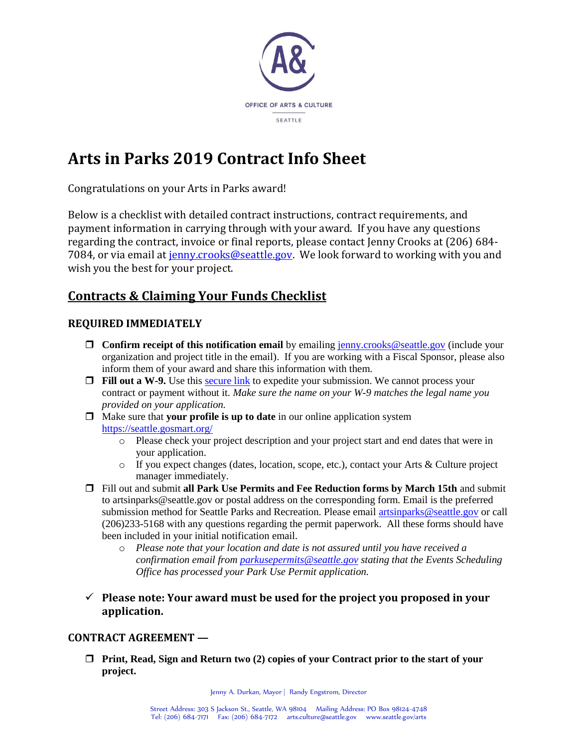OFFICE OF ARTS & CULTURE

SEATTLE

# Arts in Parks 2019 Contract Info Sheet

Congratulations on your Arts in Parks award!

Below is a checklist with detailed contract instructions, contract requirements, and payment information in carrying through with your award. If you have any questions regarding the contract, invoice or final reports, please contact Jenny Crooks at (206) 684-7084, or via email at jenny.crooks@seattle.gov. We look forward to working with you and wish you the best for your project.

## Contracts & Claiming Your Funds Checklist

### REQUIRED IMMEDIATELY

- ☐ **Confirm receipt of this notification email** by emailing jenny.crooks@seattle.gov (include your organization and project title in the email). If you are working with a Fiscal Sponsor, please also inform them of your award and share this information with them.
- ☐ **Fill out a W-9.** Use this secure link to expedite your submission. We cannot process your contract or payment without it. *Make sure the name on your W-9 matches the legal name you provided on your application.*
- ☐ Make sure that **your profile is up to date** in our online application system https://seattle.gosmart.org/
  - Please check your project description and your project start and end dates that were in your application.
  - If you expect changes (dates, location, scope, etc.), contact your Arts & Culture project manager immediately.
- ☐ Fill out and submit **all Park Use Permits and Fee Reduction forms by March 15th** and submit to artsinparks@seattle.gov or postal address on the corresponding form. Email is the preferred submission method for Seattle Parks and Recreation. Please email artsinparks@seattle.gov or call (206)233-5168 with any questions regarding the permit paperwork. All these forms should have been included in your initial notification email.
  - *Please note that your location and date is not assured until you have received a confirmation email from parkusepermits@seattle.gov stating that the Events Scheduling Office has processed your Park Use Permit application.*

✓ **Please note: Your award must be used for the project you proposed in your application.**

### CONTRACT AGREEMENT —

- ☐ **Print, Read, Sign and Return two (2) copies of your Contract prior to the start of your project.**

Jenny A. Durkan, Mayor | Randy Engstrom, Director

Street Address: 303 S Jackson St., Seattle, WA 98104  Mailing Address: PO Box 98124-4748
Tel: (206) 684-7171  Fax: (206) 684-7172  arts.culture@seattle.gov  www.seattle.gov/arts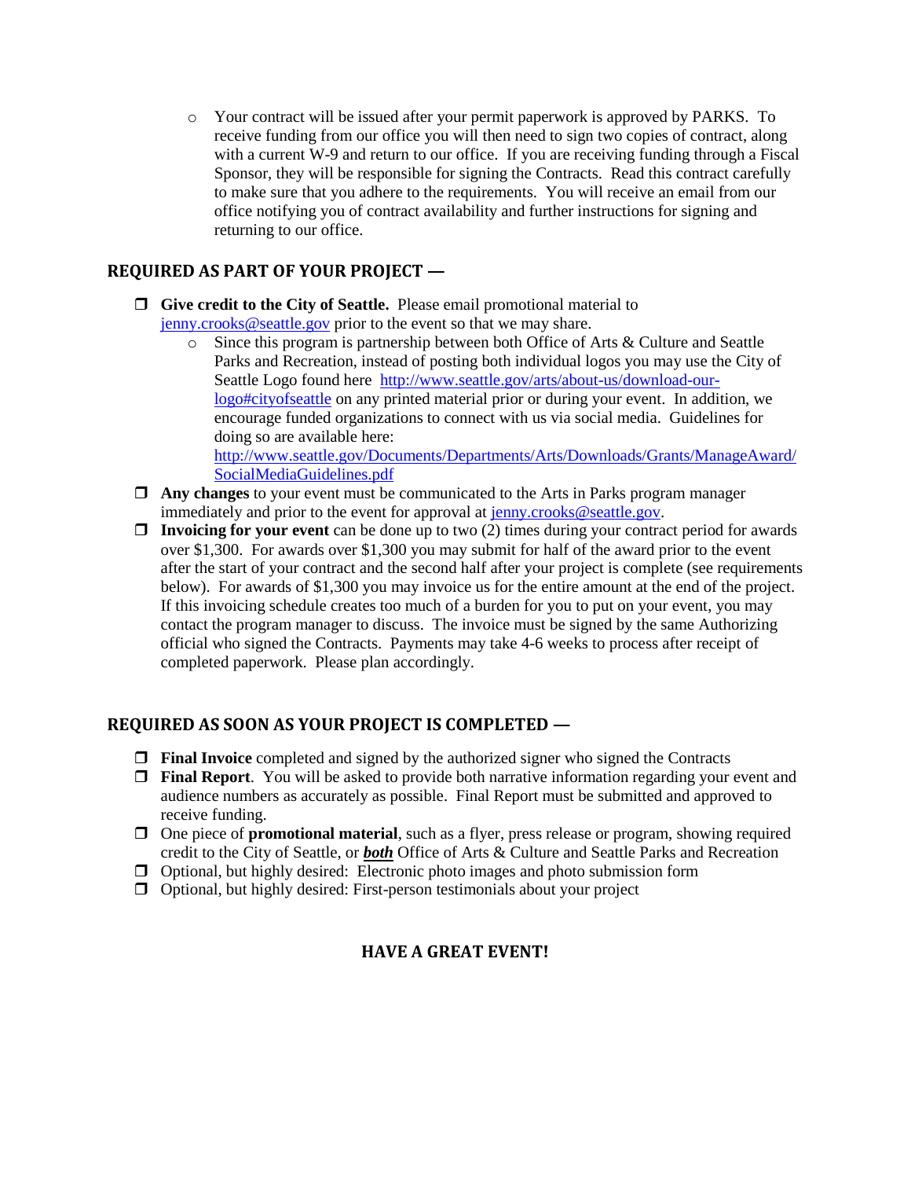- Your contract will be issued after your permit paperwork is approved by PARKS. To receive funding from our office you will then need to sign two copies of contract, along with a current W-9 and return to our office. If you are receiving funding through a Fiscal Sponsor, they will be responsible for signing the Contracts. Read this contract carefully to make sure that you adhere to the requirements. You will receive an email from our office notifying you of contract availability and further instructions for signing and returning to our office.

## REQUIRED AS PART OF YOUR PROJECT —

- **Give credit to the City of Seattle.** Please email promotional material to jenny.crooks@seattle.gov prior to the event so that we may share.
  - Since this program is partnership between both Office of Arts & Culture and Seattle Parks and Recreation, instead of posting both individual logos you may use the City of Seattle Logo found here http://www.seattle.gov/arts/about-us/download-our-logo#cityofseattle on any printed material prior or during your event. In addition, we encourage funded organizations to connect with us via social media. Guidelines for doing so are available here: http://www.seattle.gov/Documents/Departments/Arts/Downloads/Grants/ManageAward/SocialMediaGuidelines.pdf
- **Any changes** to your event must be communicated to the Arts in Parks program manager immediately and prior to the event for approval at jenny.crooks@seattle.gov.
- **Invoicing for your event** can be done up to two (2) times during your contract period for awards over $1,300. For awards over $1,300 you may submit for half of the award prior to the event after the start of your contract and the second half after your project is complete (see requirements below). For awards of $1,300 you may invoice us for the entire amount at the end of the project. If this invoicing schedule creates too much of a burden for you to put on your event, you may contact the program manager to discuss. The invoice must be signed by the same Authorizing official who signed the Contracts. Payments may take 4-6 weeks to process after receipt of completed paperwork. Please plan accordingly.

## REQUIRED AS SOON AS YOUR PROJECT IS COMPLETED —

- **Final Invoice** completed and signed by the authorized signer who signed the Contracts
- **Final Report**. You will be asked to provide both narrative information regarding your event and audience numbers as accurately as possible. Final Report must be submitted and approved to receive funding.
- One piece of **promotional material**, such as a flyer, press release or program, showing required credit to the City of Seattle, or ***both*** Office of Arts & Culture and Seattle Parks and Recreation
- Optional, but highly desired: Electronic photo images and photo submission form
- Optional, but highly desired: First-person testimonials about your project

**HAVE A GREAT EVENT!**